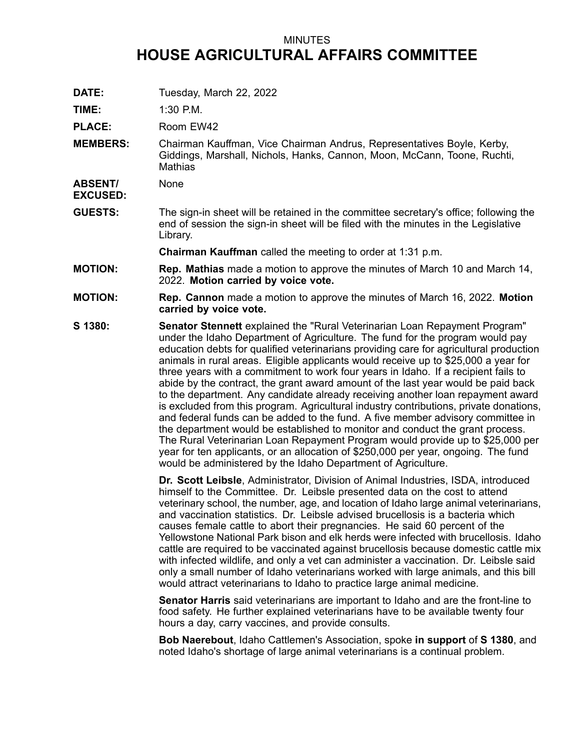MINUTES

# HOUSE AGRICULTURAL AFFAIRS COMMITTEE

**DATE:** Tuesday, March 22, 2022

**TIME:** 1:30 P.M.

**PLACE:** Room EW42

**MEMBERS:** Chairman Kauffman, Vice Chairman Andrus, Representatives Boyle, Kerby, Giddings, Marshall, Nichols, Hanks, Cannon, Moon, McCann, Toone, Ruchti, Mathias

**ABSENT/ EXCUSED:** None

**GUESTS:** The sign-in sheet will be retained in the committee secretary's office; following the end of session the sign-in sheet will be filed with the minutes in the Legislative Library.

**Chairman Kauffman** called the meeting to order at 1:31 p.m.

**MOTION:** **Rep. Mathias** made a motion to approve the minutes of March 10 and March 14, 2022. **Motion carried by voice vote.**

**MOTION:** **Rep. Cannon** made a motion to approve the minutes of March 16, 2022. **Motion carried by voice vote.**

**S 1380:** **Senator Stennett** explained the "Rural Veterinarian Loan Repayment Program" under the Idaho Department of Agriculture. The fund for the program would pay education debts for qualified veterinarians providing care for agricultural production animals in rural areas. Eligible applicants would receive up to $25,000 a year for three years with a commitment to work four years in Idaho. If a recipient fails to abide by the contract, the grant award amount of the last year would be paid back to the department. Any candidate already receiving another loan repayment award is excluded from this program. Agricultural industry contributions, private donations, and federal funds can be added to the fund. A five member advisory committee in the department would be established to monitor and conduct the grant process. The Rural Veterinarian Loan Repayment Program would provide up to $25,000 per year for ten applicants, or an allocation of $250,000 per year, ongoing. The fund would be administered by the Idaho Department of Agriculture.

**Dr. Scott Leibsle**, Administrator, Division of Animal Industries, ISDA, introduced himself to the Committee. Dr. Leibsle presented data on the cost to attend veterinary school, the number, age, and location of Idaho large animal veterinarians, and vaccination statistics. Dr. Leibsle advised brucellosis is a bacteria which causes female cattle to abort their pregnancies. He said 60 percent of the Yellowstone National Park bison and elk herds were infected with brucellosis. Idaho cattle are required to be vaccinated against brucellosis because domestic cattle mix with infected wildlife, and only a vet can administer a vaccination. Dr. Leibsle said only a small number of Idaho veterinarians worked with large animals, and this bill would attract veterinarians to Idaho to practice large animal medicine.

**Senator Harris** said veterinarians are important to Idaho and are the front-line to food safety. He further explained veterinarians have to be available twenty four hours a day, carry vaccines, and provide consults.

**Bob Naerebout**, Idaho Cattlemen's Association, spoke **in support** of **S 1380**, and noted Idaho's shortage of large animal veterinarians is a continual problem.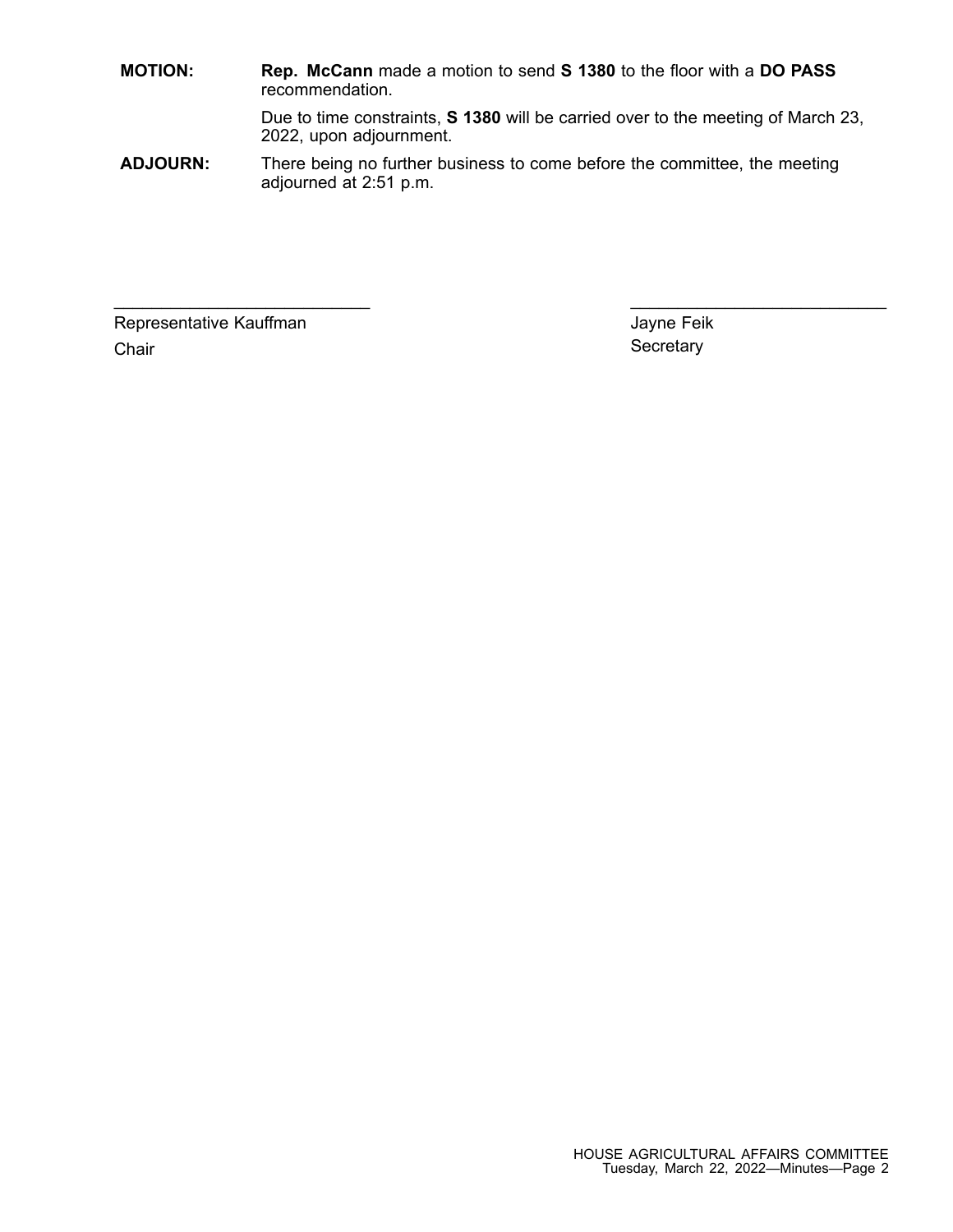**MOTION:** **Rep. McCann** made a motion to send **S 1380** to the floor with a **DO PASS** recommendation.

Due to time constraints, **S 1380** will be carried over to the meeting of March 23, 2022, upon adjournment.

**ADJOURN:** There being no further business to come before the committee, the meeting adjourned at 2:51 p.m.

| | |
|---|---|
| ___________________________ | ___________________________ |
| Representative Kauffman | Jayne Feik |
| Chair | Secretary |